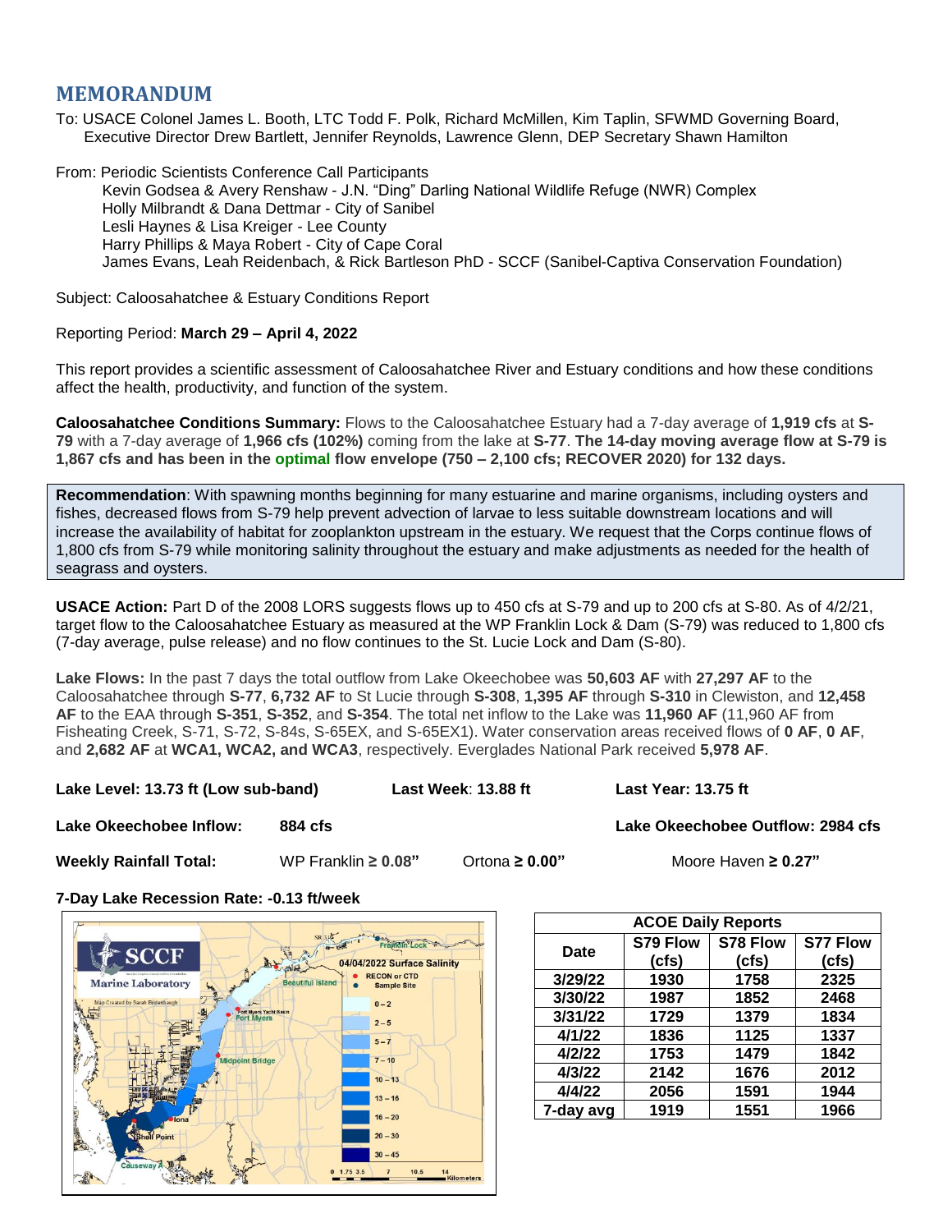# MEMORANDUM

To: USACE Colonel James L. Booth, LTC Todd F. Polk, Richard McMillen, Kim Taplin, SFWMD Governing Board, Executive Director Drew Bartlett, Jennifer Reynolds, Lawrence Glenn, DEP Secretary Shawn Hamilton

From: Periodic Scientists Conference Call Participants
- Kevin Godsea & Avery Renshaw - J.N. "Ding" Darling National Wildlife Refuge (NWR) Complex
- Holly Milbrandt & Dana Dettmar - City of Sanibel
- Lesli Haynes & Lisa Kreiger - Lee County
- Harry Phillips & Maya Robert - City of Cape Coral
- James Evans, Leah Reidenbach, & Rick Bartleson PhD - SCCF (Sanibel-Captiva Conservation Foundation)

Subject: Caloosahatchee & Estuary Conditions Report

Reporting Period: **March 29 – April 4, 2022**

This report provides a scientific assessment of Caloosahatchee River and Estuary conditions and how these conditions affect the health, productivity, and function of the system.

**Caloosahatchee Conditions Summary:** Flows to the Caloosahatchee Estuary had a 7-day average of **1,919 cfs** at **S-79** with a 7-day average of **1,966 cfs (102%)** coming from the lake at **S-77**. **The 14-day moving average flow at S-79 is 1,867 cfs and has been in the optimal flow envelope (750 – 2,100 cfs; RECOVER 2020) for 132 days.**

**Recommendation**: With spawning months beginning for many estuarine and marine organisms, including oysters and fishes, decreased flows from S-79 help prevent advection of larvae to less suitable downstream locations and will increase the availability of habitat for zooplankton upstream in the estuary. We request that the Corps continue flows of 1,800 cfs from S-79 while monitoring salinity throughout the estuary and make adjustments as needed for the health of seagrass and oysters.

**USACE Action:** Part D of the 2008 LORS suggests flows up to 450 cfs at S-79 and up to 200 cfs at S-80. As of 4/2/21, target flow to the Caloosahatchee Estuary as measured at the WP Franklin Lock & Dam (S-79) was reduced to 1,800 cfs (7-day average, pulse release) and no flow continues to the St. Lucie Lock and Dam (S-80).

**Lake Flows:** In the past 7 days the total outflow from Lake Okeechobee was **50,603 AF** with **27,297 AF** to the Caloosahatchee through **S-77**, **6,732 AF** to St Lucie through **S-308**, **1,395 AF** through **S-310** in Clewiston, and **12,458 AF** to the EAA through **S-351**, **S-352**, and **S-354**. The total net inflow to the Lake was **11,960 AF** (11,960 AF from Fisheating Creek, S-71, S-72, S-84s, S-65EX, and S-65EX1). Water conservation areas received flows of **0 AF**, **0 AF**, and **2,682 AF** at **WCA1, WCA2, and WCA3**, respectively. Everglades National Park received **5,978 AF**.

**Lake Level: 13.73 ft (Low sub-band)** | **Last Week**: **13.88 ft** | **Last Year: 13.75 ft**

**Lake Okeechobee Inflow:** **884 cfs** | **Lake Okeechobee Outflow: 2984 cfs**

**Weekly Rainfall Total:** WP Franklin **≥ 0.08"** | Ortona **≥ 0.00"** | Moore Haven **≥ 0.27"**

**7-Day Lake Recession Rate: -0.13 ft/week**

SCCF Marine Laboratory — 04/04/2022 Surface Salinity (Map Created by Sarah Bridenbaugh). Legend: RECON or CTD; Sample Site; 0 – 2, 2 – 5, 5 – 7, 7 – 10, 10 – 13, 13 – 16, 16 – 20, 20 – 30, 30 – 45. Locations: Franklin Lock, Beautiful Island, Fort Myers Yacht Basin, Fort Myers, Midpoint Bridge, Iona, Shell Point, Causeway A. Scale: 0 1.75 3.5 7 10.5 14 Kilometers

| ACOE Daily Reports | | | |
|---|---|---|---|
| Date | S79 Flow (cfs) | S78 Flow (cfs) | S77 Flow (cfs) |
| 3/29/22 | 1930 | 1758 | 2325 |
| 3/30/22 | 1987 | 1852 | 2468 |
| 3/31/22 | 1729 | 1379 | 1834 |
| 4/1/22 | 1836 | 1125 | 1337 |
| 4/2/22 | 1753 | 1479 | 1842 |
| 4/3/22 | 2142 | 1676 | 2012 |
| 4/4/22 | 2056 | 1591 | 1944 |
| 7-day avg | 1919 | 1551 | 1966 |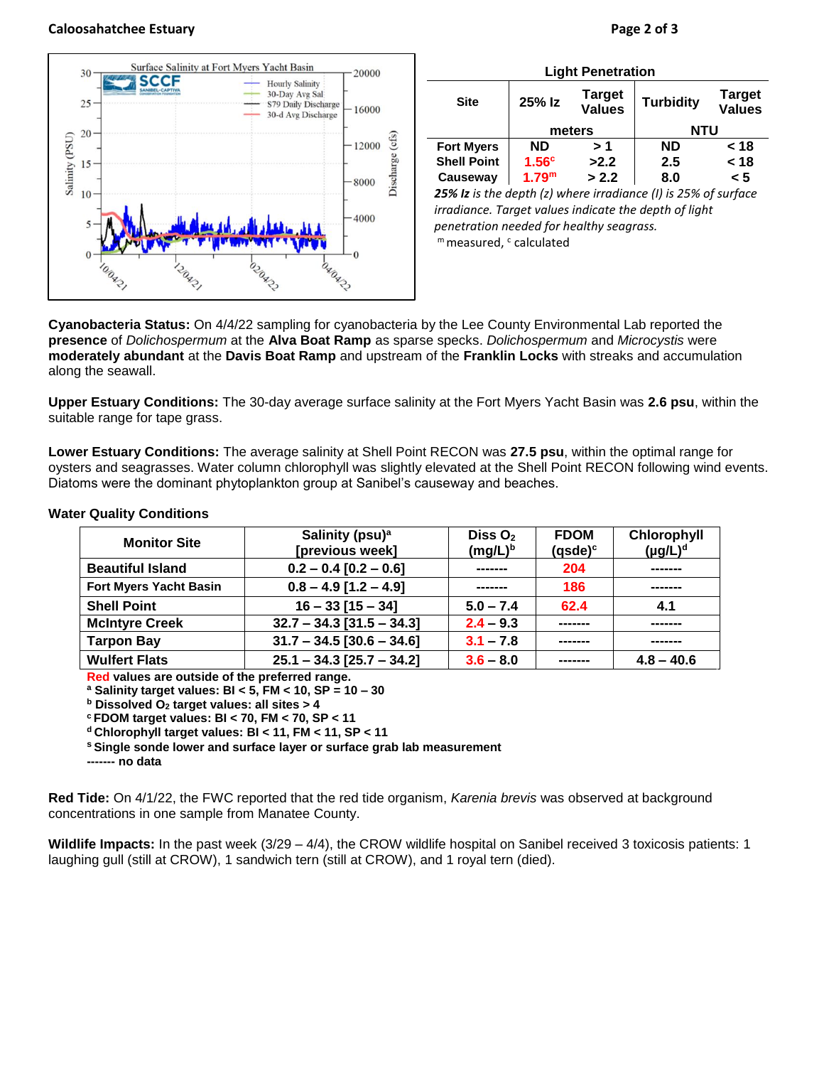### Light Penetration

| Site | 25% Iz | Target Values | Turbidity | Target Values |
|---|---|---|---|---|
| | meters | | NTU | |
| Fort Myers | ND | > 1 | ND | < 18 |
| Shell Point | 1.56[c] | >2.2 | 2.5 | < 18 |
| Causeway | 1.79[m] | > 2.2 | 8.0 | < 5 |

***25% Iz** is the depth (z) where irradiance (I) is 25% of surface irradiance. Target values indicate the depth of light penetration needed for healthy seagrass.*

[m] measured, [c] calculated

**Cyanobacteria Status:** On 4/4/22 sampling for cyanobacteria by the Lee County Environmental Lab reported the **presence** of *Dolichospermum* at the **Alva Boat Ramp** as sparse specks. *Dolichospermum* and *Microcystis* were **moderately abundant** at the **Davis Boat Ramp** and upstream of the **Franklin Locks** with streaks and accumulation along the seawall.

**Upper Estuary Conditions:** The 30-day average surface salinity at the Fort Myers Yacht Basin was **2.6 psu**, within the suitable range for tape grass.

**Lower Estuary Conditions:** The average salinity at Shell Point RECON was **27.5 psu**, within the optimal range for oysters and seagrasses. Water column chlorophyll was slightly elevated at the Shell Point RECON following wind events. Diatoms were the dominant phytoplankton group at Sanibel's causeway and beaches.

### Water Quality Conditions

| Monitor Site | Salinity (psu)[a] [previous week] | Diss $O_2$ (mg/L)[b] | FDOM (qsde)[c] | Chlorophyll (µg/L)[d] |
|---|---|---|---|---|
| Beautiful Island | 0.2 – 0.4 [0.2 – 0.6] | ------- | 204 | ------- |
| Fort Myers Yacht Basin | 0.8 – 4.9 [1.2 – 4.9] | ------- | 186 | ------- |
| Shell Point | 16 – 33 [15 – 34] | 5.0 – 7.4 | 62.4 | 4.1 |
| McIntyre Creek | 32.7 – 34.3 [31.5 – 34.3] | 2.4 – 9.3 | ------- | ------- |
| Tarpon Bay | 31.7 – 34.5 [30.6 – 34.6] | 3.1 – 7.8 | ------- | ------- |
| Wulfert Flats | 25.1 – 34.3 [25.7 – 34.2] | 3.6 – 8.0 | ------- | 4.8 – 40.6 |

**Red values are outside of the preferred range.**

**[a] Salinity target values: BI < 5, FM < 10, SP = 10 – 30**

**[b] Dissolved $O_2$ target values: all sites > 4**

**[c] FDOM target values: BI < 70, FM < 70, SP < 11**

**[d] Chlorophyll target values: BI < 11, FM < 11, SP < 11**

**[s] Single sonde lower and surface layer or surface grab lab measurement**

**------- no data**

**Red Tide:** On 4/1/22, the FWC reported that the red tide organism, *Karenia brevis* was observed at background concentrations in one sample from Manatee County.

**Wildlife Impacts:** In the past week (3/29 – 4/4), the CROW wildlife hospital on Sanibel received 3 toxicosis patients: 1 laughing gull (still at CROW), 1 sandwich tern (still at CROW), and 1 royal tern (died).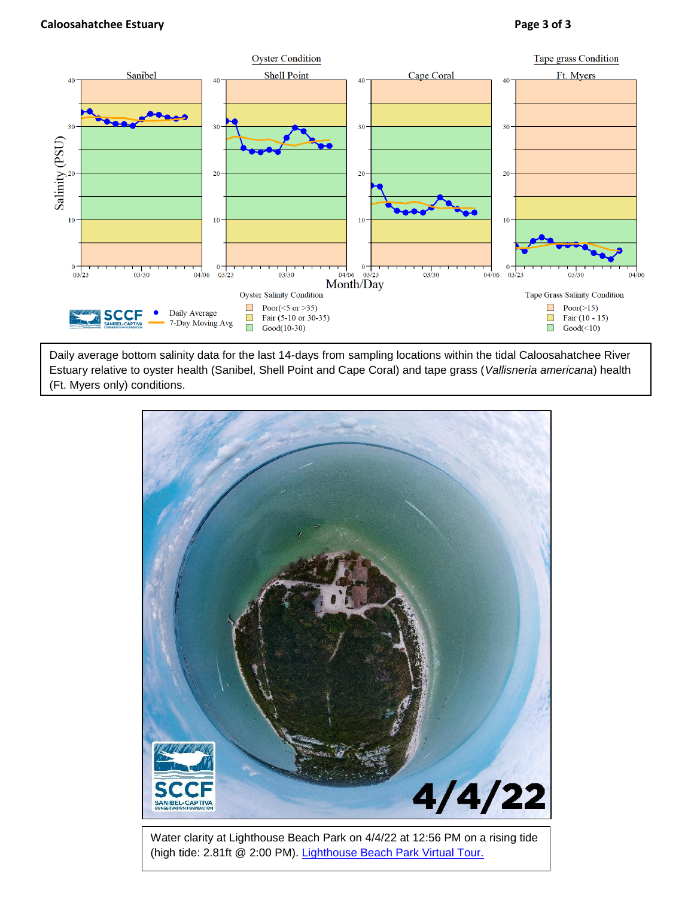Oyster Condition

Tape grass Condition

Sanibel

Shell Point

Cape Coral

Ft. Myers

Salinity (PSU)

0
10
20
30
40

03/23
03/30
04/06

Month/Day

Oyster Salinity Condition

Poor(<5 or >35)
Fair (5-10 or 30-35)
Good(10-30)

Tape Grass Salinity Condition

Poor(>15)
Fair (10 - 15)
Good(<10)

SCCF SANIBEL-CAPTIVA CONSERVATION FOUNDATION

Daily Average
7-Day Moving Avg

Daily average bottom salinity data for the last 14-days from sampling locations within the tidal Caloosahatchee River Estuary relative to oyster health (Sanibel, Shell Point and Cape Coral) and tape grass (*Vallisneria americana*) health (Ft. Myers only) conditions.

SCCF SANIBEL-CAPTIVA CONSERVATION FOUNDATION

4/4/22

Water clarity at Lighthouse Beach Park on 4/4/22 at 12:56 PM on a rising tide (high tide: 2.81ft @ 2:00 PM). Lighthouse Beach Park Virtual Tour.